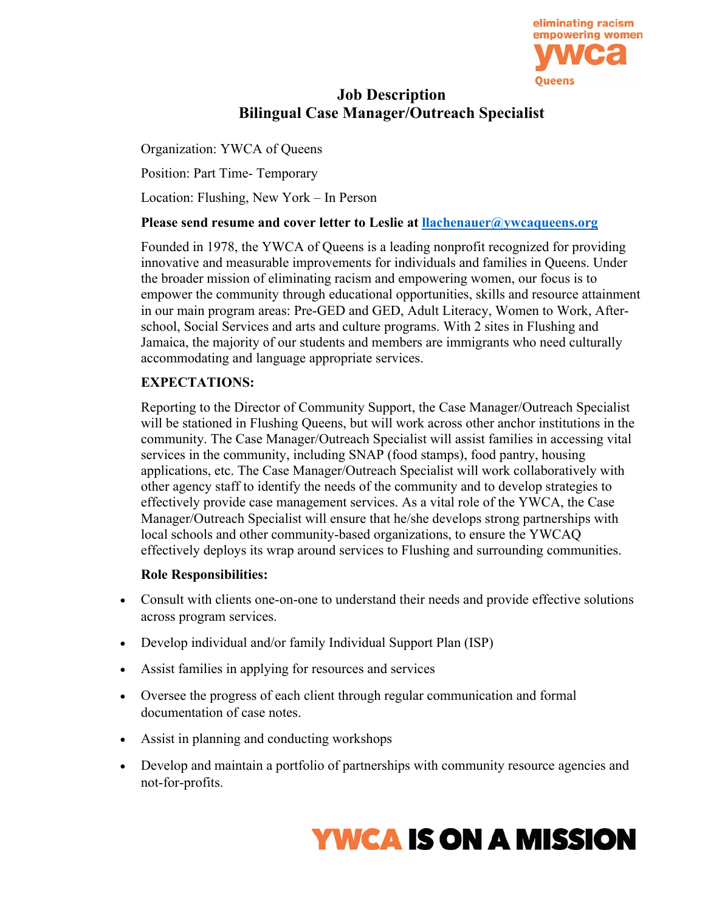# Job Description
## Bilingual Case Manager/Outreach Specialist

Organization: YWCA of Queens

Position: Part Time- Temporary

Location: Flushing, New York – In Person

**Please send resume and cover letter to Leslie at llachenauer@ywcaqueens.org**

Founded in 1978, the YWCA of Queens is a leading nonprofit recognized for providing innovative and measurable improvements for individuals and families in Queens. Under the broader mission of eliminating racism and empowering women, our focus is to empower the community through educational opportunities, skills and resource attainment in our main program areas: Pre-GED and GED, Adult Literacy, Women to Work, After-school, Social Services and arts and culture programs. With 2 sites in Flushing and Jamaica, the majority of our students and members are immigrants who need culturally accommodating and language appropriate services.

**EXPECTATIONS:**

Reporting to the Director of Community Support, the Case Manager/Outreach Specialist will be stationed in Flushing Queens, but will work across other anchor institutions in the community. The Case Manager/Outreach Specialist will assist families in accessing vital services in the community, including SNAP (food stamps), food pantry, housing applications, etc. The Case Manager/Outreach Specialist will work collaboratively with other agency staff to identify the needs of the community and to develop strategies to effectively provide case management services. As a vital role of the YWCA, the Case Manager/Outreach Specialist will ensure that he/she develops strong partnerships with local schools and other community-based organizations, to ensure the YWCAQ effectively deploys its wrap around services to Flushing and surrounding communities.

**Role Responsibilities:**

- Consult with clients one-on-one to understand their needs and provide effective solutions across program services.
- Develop individual and/or family Individual Support Plan (ISP)
- Assist families in applying for resources and services
- Oversee the progress of each client through regular communication and formal documentation of case notes.
- Assist in planning and conducting workshops
- Develop and maintain a portfolio of partnerships with community resource agencies and not-for-profits.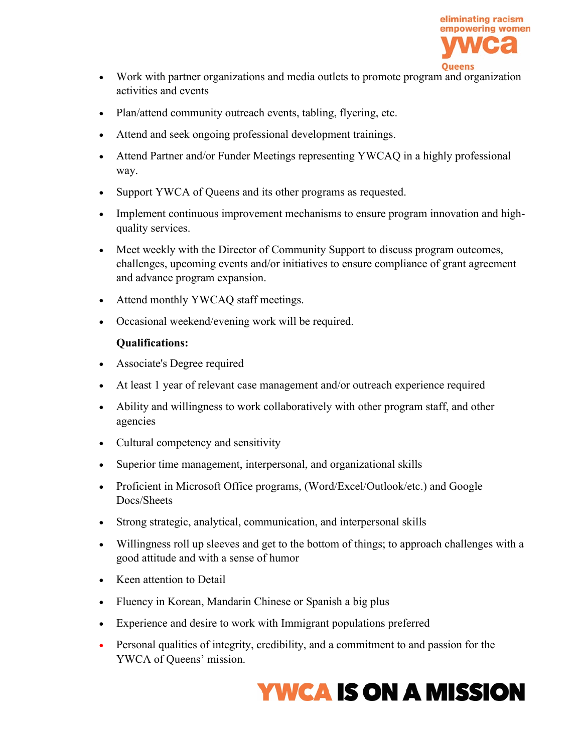- Work with partner organizations and media outlets to promote program and organization activities and events
- Plan/attend community outreach events, tabling, flyering, etc.
- Attend and seek ongoing professional development trainings.
- Attend Partner and/or Funder Meetings representing YWCAQ in a highly professional way.
- Support YWCA of Queens and its other programs as requested.
- Implement continuous improvement mechanisms to ensure program innovation and high-quality services.
- Meet weekly with the Director of Community Support to discuss program outcomes, challenges, upcoming events and/or initiatives to ensure compliance of grant agreement and advance program expansion.
- Attend monthly YWCAQ staff meetings.
- Occasional weekend/evening work will be required.

**Qualifications:**

- Associate's Degree required
- At least 1 year of relevant case management and/or outreach experience required
- Ability and willingness to work collaboratively with other program staff, and other agencies
- Cultural competency and sensitivity
- Superior time management, interpersonal, and organizational skills
- Proficient in Microsoft Office programs, (Word/Excel/Outlook/etc.) and Google Docs/Sheets
- Strong strategic, analytical, communication, and interpersonal skills
- Willingness roll up sleeves and get to the bottom of things; to approach challenges with a good attitude and with a sense of humor
- Keen attention to Detail
- Fluency in Korean, Mandarin Chinese or Spanish a big plus
- Experience and desire to work with Immigrant populations preferred
- Personal qualities of integrity, credibility, and a commitment to and passion for the YWCA of Queens' mission.